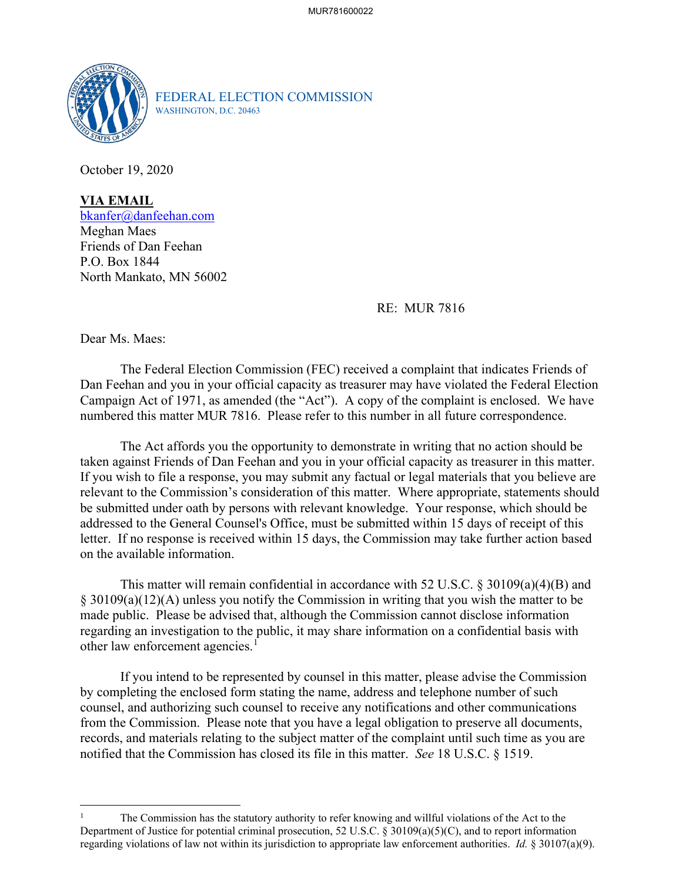FEDERAL ELECTION COMMISSION
WASHINGTON, D.C. 20463

October 19, 2020

**VIA EMAIL**
bkanfer@danfeehan.com
Meghan Maes
Friends of Dan Feehan
P.O. Box 1844
North Mankato, MN 56002

RE: MUR 7816

Dear Ms. Maes:

The Federal Election Commission (FEC) received a complaint that indicates Friends of Dan Feehan and you in your official capacity as treasurer may have violated the Federal Election Campaign Act of 1971, as amended (the "Act"). A copy of the complaint is enclosed. We have numbered this matter MUR 7816. Please refer to this number in all future correspondence.

The Act affords you the opportunity to demonstrate in writing that no action should be taken against Friends of Dan Feehan and you in your official capacity as treasurer in this matter. If you wish to file a response, you may submit any factual or legal materials that you believe are relevant to the Commission's consideration of this matter. Where appropriate, statements should be submitted under oath by persons with relevant knowledge. Your response, which should be addressed to the General Counsel's Office, must be submitted within 15 days of receipt of this letter. If no response is received within 15 days, the Commission may take further action based on the available information.

This matter will remain confidential in accordance with 52 U.S.C. § 30109(a)(4)(B) and § 30109(a)(12)(A) unless you notify the Commission in writing that you wish the matter to be made public. Please be advised that, although the Commission cannot disclose information regarding an investigation to the public, it may share information on a confidential basis with other law enforcement agencies.[1]

If you intend to be represented by counsel in this matter, please advise the Commission by completing the enclosed form stating the name, address and telephone number of such counsel, and authorizing such counsel to receive any notifications and other communications from the Commission. Please note that you have a legal obligation to preserve all documents, records, and materials relating to the subject matter of the complaint until such time as you are notified that the Commission has closed its file in this matter. *See* 18 U.S.C. § 1519.

---

[1] The Commission has the statutory authority to refer knowing and willful violations of the Act to the Department of Justice for potential criminal prosecution, 52 U.S.C. § 30109(a)(5)(C), and to report information regarding violations of law not within its jurisdiction to appropriate law enforcement authorities. *Id.* § 30107(a)(9).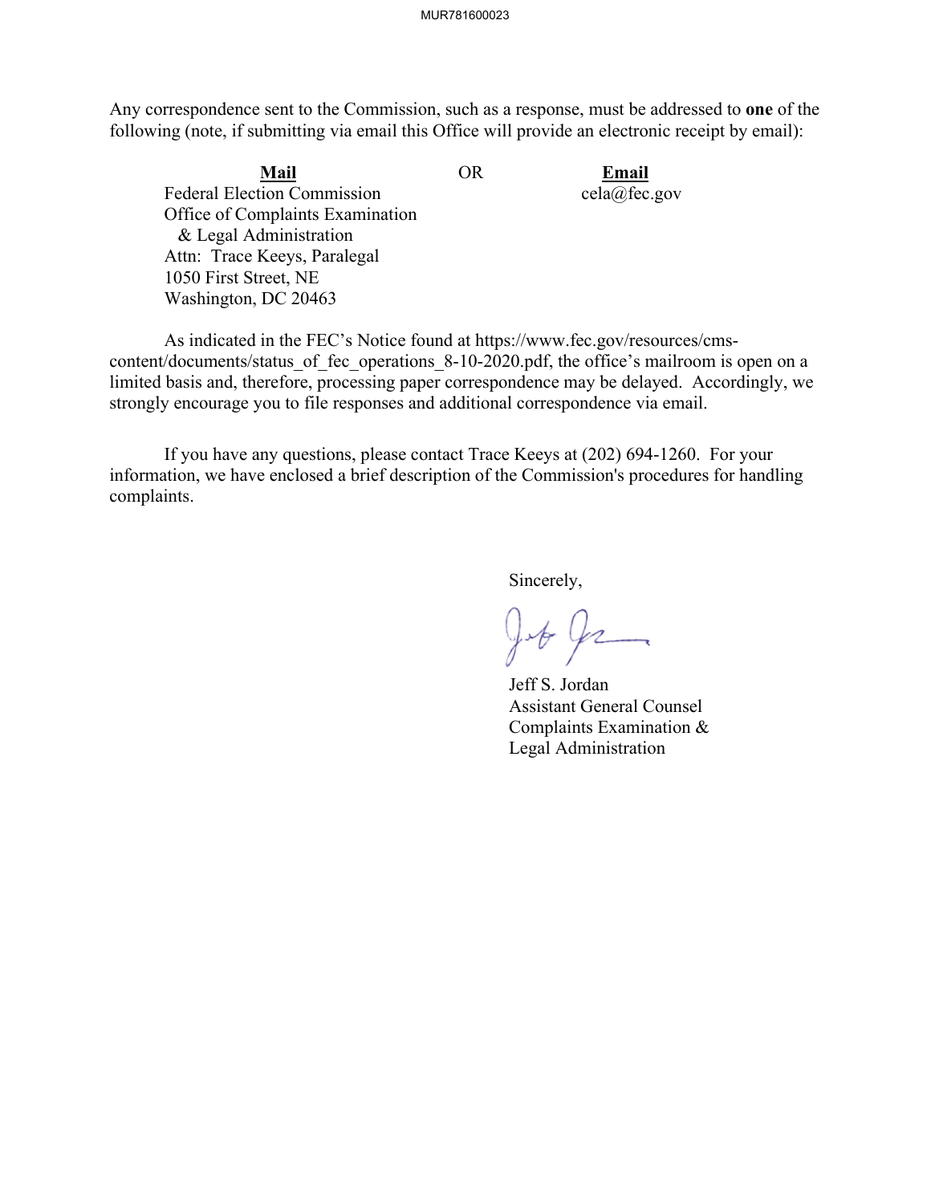Any correspondence sent to the Commission, such as a response, must be addressed to **one** of the following (note, if submitting via email this Office will provide an electronic receipt by email):

| **Mail** | OR | **Email** |
| --- | --- | --- |
| Federal Election Commission<br>Office of Complaints Examination<br>& Legal Administration<br>Attn: Trace Keeys, Paralegal<br>1050 First Street, NE<br>Washington, DC 20463 | | cela@fec.gov |

As indicated in the FEC's Notice found at https://www.fec.gov/resources/cms-content/documents/status_of_fec_operations_8-10-2020.pdf, the office's mailroom is open on a limited basis and, therefore, processing paper correspondence may be delayed. Accordingly, we strongly encourage you to file responses and additional correspondence via email.

If you have any questions, please contact Trace Keeys at (202) 694-1260. For your information, we have enclosed a brief description of the Commission's procedures for handling complaints.

Sincerely,

Jeff S. Jordan
Assistant General Counsel
Complaints Examination &
Legal Administration